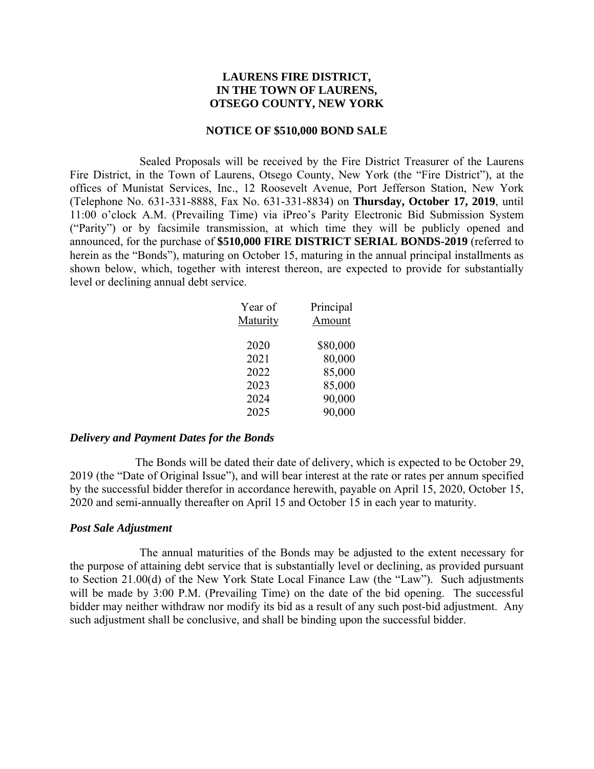# LAURENS FIRE DISTRICT,
# IN THE TOWN OF LAURENS,
# OTSEGO COUNTY, NEW YORK

## NOTICE OF $510,000 BOND SALE

Sealed Proposals will be received by the Fire District Treasurer of the Laurens Fire District, in the Town of Laurens, Otsego County, New York (the "Fire District"), at the offices of Munistat Services, Inc., 12 Roosevelt Avenue, Port Jefferson Station, New York (Telephone No. 631-331-8888, Fax No. 631-331-8834) on **Thursday, October 17, 2019**, until 11:00 o'clock A.M. (Prevailing Time) via iPreo's Parity Electronic Bid Submission System ("Parity") or by facsimile transmission, at which time they will be publicly opened and announced, for the purchase of **$510,000 FIRE DISTRICT SERIAL BONDS-2019** (referred to herein as the "Bonds"), maturing on October 15, maturing in the annual principal installments as shown below, which, together with interest thereon, are expected to provide for substantially level or declining annual debt service.

| Year of Maturity | Principal Amount |
|---|---|
| 2020 | $80,000 |
| 2021 | 80,000 |
| 2022 | 85,000 |
| 2023 | 85,000 |
| 2024 | 90,000 |
| 2025 | 90,000 |

### *Delivery and Payment Dates for the Bonds*

The Bonds will be dated their date of delivery, which is expected to be October 29, 2019 (the "Date of Original Issue"), and will bear interest at the rate or rates per annum specified by the successful bidder therefor in accordance herewith, payable on April 15, 2020, October 15, 2020 and semi-annually thereafter on April 15 and October 15 in each year to maturity.

### *Post Sale Adjustment*

The annual maturities of the Bonds may be adjusted to the extent necessary for the purpose of attaining debt service that is substantially level or declining, as provided pursuant to Section 21.00(d) of the New York State Local Finance Law (the "Law"). Such adjustments will be made by 3:00 P.M. (Prevailing Time) on the date of the bid opening. The successful bidder may neither withdraw nor modify its bid as a result of any such post-bid adjustment. Any such adjustment shall be conclusive, and shall be binding upon the successful bidder.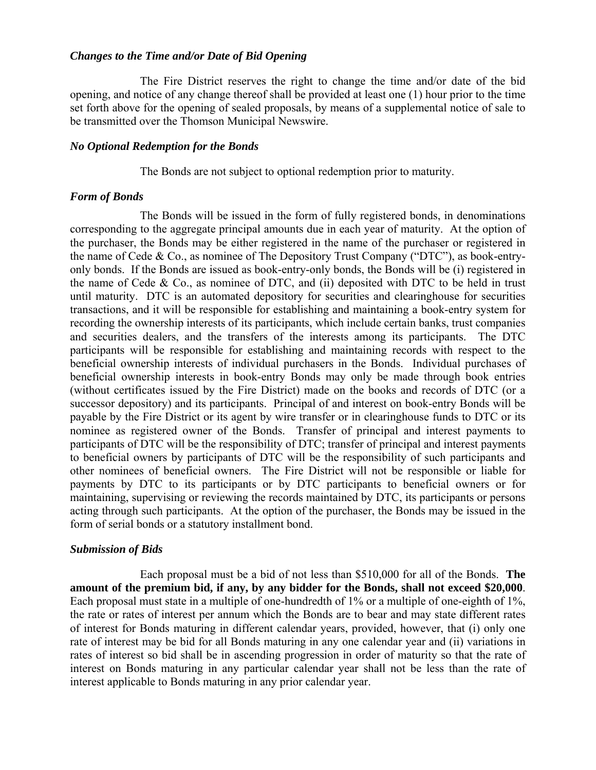### *Changes to the Time and/or Date of Bid Opening*

The Fire District reserves the right to change the time and/or date of the bid opening, and notice of any change thereof shall be provided at least one (1) hour prior to the time set forth above for the opening of sealed proposals, by means of a supplemental notice of sale to be transmitted over the Thomson Municipal Newswire.

### *No Optional Redemption for the Bonds*

The Bonds are not subject to optional redemption prior to maturity.

### *Form of Bonds*

The Bonds will be issued in the form of fully registered bonds, in denominations corresponding to the aggregate principal amounts due in each year of maturity. At the option of the purchaser, the Bonds may be either registered in the name of the purchaser or registered in the name of Cede & Co., as nominee of The Depository Trust Company ("DTC"), as book-entry-only bonds. If the Bonds are issued as book-entry-only bonds, the Bonds will be (i) registered in the name of Cede & Co., as nominee of DTC, and (ii) deposited with DTC to be held in trust until maturity. DTC is an automated depository for securities and clearinghouse for securities transactions, and it will be responsible for establishing and maintaining a book-entry system for recording the ownership interests of its participants, which include certain banks, trust companies and securities dealers, and the transfers of the interests among its participants. The DTC participants will be responsible for establishing and maintaining records with respect to the beneficial ownership interests of individual purchasers in the Bonds. Individual purchases of beneficial ownership interests in book-entry Bonds may only be made through book entries (without certificates issued by the Fire District) made on the books and records of DTC (or a successor depository) and its participants. Principal of and interest on book-entry Bonds will be payable by the Fire District or its agent by wire transfer or in clearinghouse funds to DTC or its nominee as registered owner of the Bonds. Transfer of principal and interest payments to participants of DTC will be the responsibility of DTC; transfer of principal and interest payments to beneficial owners by participants of DTC will be the responsibility of such participants and other nominees of beneficial owners. The Fire District will not be responsible or liable for payments by DTC to its participants or by DTC participants to beneficial owners or for maintaining, supervising or reviewing the records maintained by DTC, its participants or persons acting through such participants. At the option of the purchaser, the Bonds may be issued in the form of serial bonds or a statutory installment bond.

### *Submission of Bids*

Each proposal must be a bid of not less than $510,000 for all of the Bonds. **The amount of the premium bid, if any, by any bidder for the Bonds, shall not exceed $20,000**. Each proposal must state in a multiple of one-hundredth of 1% or a multiple of one-eighth of 1%, the rate or rates of interest per annum which the Bonds are to bear and may state different rates of interest for Bonds maturing in different calendar years, provided, however, that (i) only one rate of interest may be bid for all Bonds maturing in any one calendar year and (ii) variations in rates of interest so bid shall be in ascending progression in order of maturity so that the rate of interest on Bonds maturing in any particular calendar year shall not be less than the rate of interest applicable to Bonds maturing in any prior calendar year.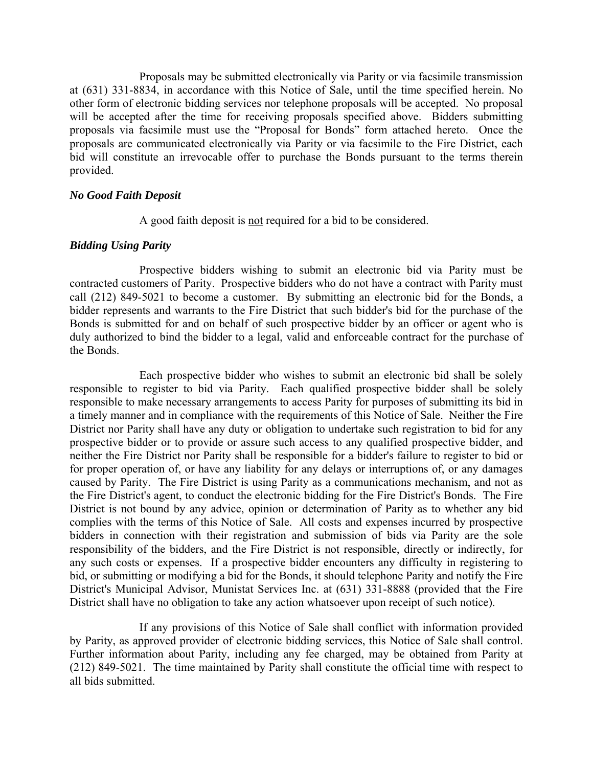Proposals may be submitted electronically via Parity or via facsimile transmission at (631) 331-8834, in accordance with this Notice of Sale, until the time specified herein. No other form of electronic bidding services nor telephone proposals will be accepted. No proposal will be accepted after the time for receiving proposals specified above. Bidders submitting proposals via facsimile must use the "Proposal for Bonds" form attached hereto. Once the proposals are communicated electronically via Parity or via facsimile to the Fire District, each bid will constitute an irrevocable offer to purchase the Bonds pursuant to the terms therein provided.

### *No Good Faith Deposit*

A good faith deposit is not required for a bid to be considered.

### *Bidding Using Parity*

Prospective bidders wishing to submit an electronic bid via Parity must be contracted customers of Parity. Prospective bidders who do not have a contract with Parity must call (212) 849-5021 to become a customer. By submitting an electronic bid for the Bonds, a bidder represents and warrants to the Fire District that such bidder's bid for the purchase of the Bonds is submitted for and on behalf of such prospective bidder by an officer or agent who is duly authorized to bind the bidder to a legal, valid and enforceable contract for the purchase of the Bonds.

Each prospective bidder who wishes to submit an electronic bid shall be solely responsible to register to bid via Parity. Each qualified prospective bidder shall be solely responsible to make necessary arrangements to access Parity for purposes of submitting its bid in a timely manner and in compliance with the requirements of this Notice of Sale. Neither the Fire District nor Parity shall have any duty or obligation to undertake such registration to bid for any prospective bidder or to provide or assure such access to any qualified prospective bidder, and neither the Fire District nor Parity shall be responsible for a bidder's failure to register to bid or for proper operation of, or have any liability for any delays or interruptions of, or any damages caused by Parity. The Fire District is using Parity as a communications mechanism, and not as the Fire District's agent, to conduct the electronic bidding for the Fire District's Bonds. The Fire District is not bound by any advice, opinion or determination of Parity as to whether any bid complies with the terms of this Notice of Sale. All costs and expenses incurred by prospective bidders in connection with their registration and submission of bids via Parity are the sole responsibility of the bidders, and the Fire District is not responsible, directly or indirectly, for any such costs or expenses. If a prospective bidder encounters any difficulty in registering to bid, or submitting or modifying a bid for the Bonds, it should telephone Parity and notify the Fire District's Municipal Advisor, Munistat Services Inc. at (631) 331-8888 (provided that the Fire District shall have no obligation to take any action whatsoever upon receipt of such notice).

If any provisions of this Notice of Sale shall conflict with information provided by Parity, as approved provider of electronic bidding services, this Notice of Sale shall control. Further information about Parity, including any fee charged, may be obtained from Parity at (212) 849-5021. The time maintained by Parity shall constitute the official time with respect to all bids submitted.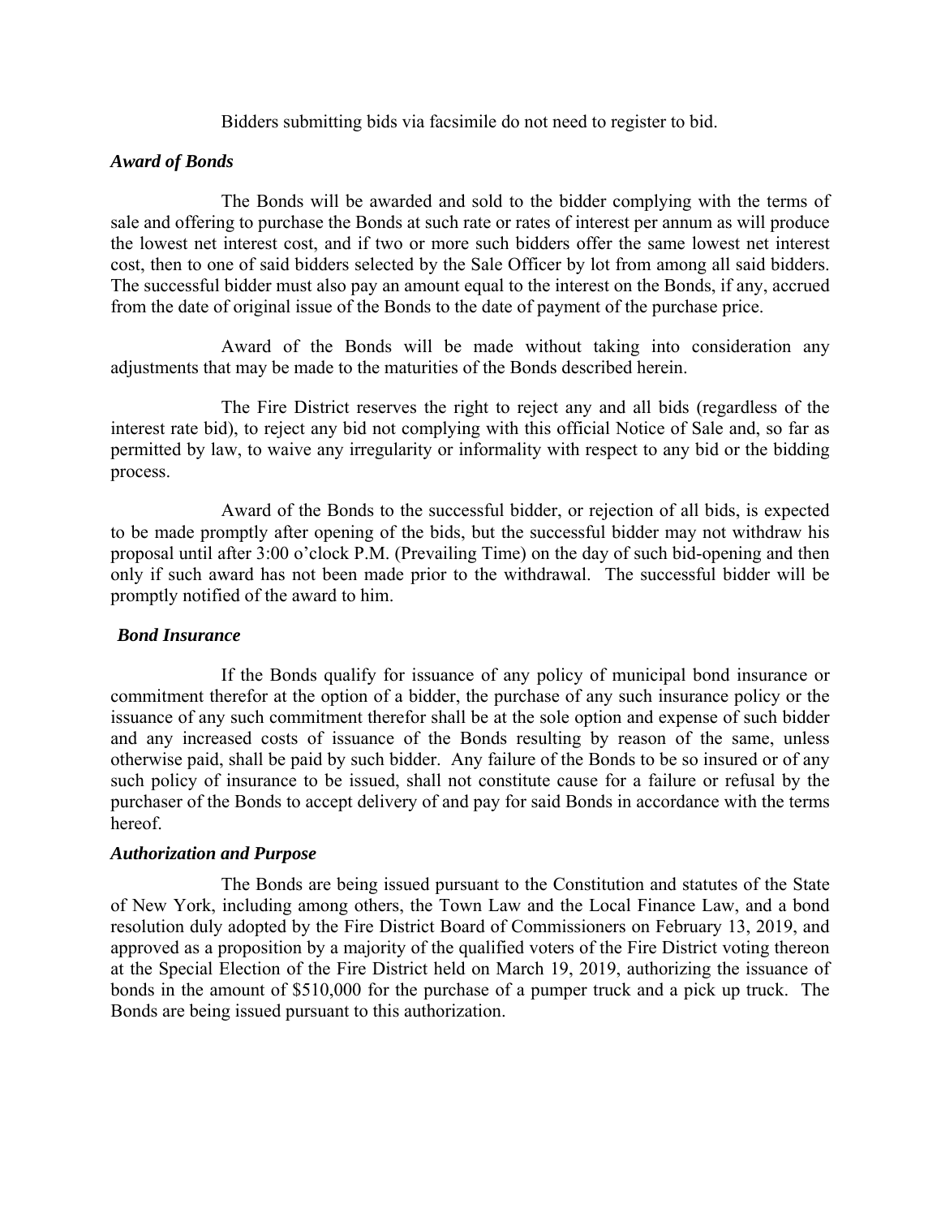Bidders submitting bids via facsimile do not need to register to bid.

### *Award of Bonds*

The Bonds will be awarded and sold to the bidder complying with the terms of sale and offering to purchase the Bonds at such rate or rates of interest per annum as will produce the lowest net interest cost, and if two or more such bidders offer the same lowest net interest cost, then to one of said bidders selected by the Sale Officer by lot from among all said bidders. The successful bidder must also pay an amount equal to the interest on the Bonds, if any, accrued from the date of original issue of the Bonds to the date of payment of the purchase price.

Award of the Bonds will be made without taking into consideration any adjustments that may be made to the maturities of the Bonds described herein.

The Fire District reserves the right to reject any and all bids (regardless of the interest rate bid), to reject any bid not complying with this official Notice of Sale and, so far as permitted by law, to waive any irregularity or informality with respect to any bid or the bidding process.

Award of the Bonds to the successful bidder, or rejection of all bids, is expected to be made promptly after opening of the bids, but the successful bidder may not withdraw his proposal until after 3:00 o'clock P.M. (Prevailing Time) on the day of such bid-opening and then only if such award has not been made prior to the withdrawal. The successful bidder will be promptly notified of the award to him.

### *Bond Insurance*

If the Bonds qualify for issuance of any policy of municipal bond insurance or commitment therefor at the option of a bidder, the purchase of any such insurance policy or the issuance of any such commitment therefor shall be at the sole option and expense of such bidder and any increased costs of issuance of the Bonds resulting by reason of the same, unless otherwise paid, shall be paid by such bidder. Any failure of the Bonds to be so insured or of any such policy of insurance to be issued, shall not constitute cause for a failure or refusal by the purchaser of the Bonds to accept delivery of and pay for said Bonds in accordance with the terms hereof.

### *Authorization and Purpose*

The Bonds are being issued pursuant to the Constitution and statutes of the State of New York, including among others, the Town Law and the Local Finance Law, and a bond resolution duly adopted by the Fire District Board of Commissioners on February 13, 2019, and approved as a proposition by a majority of the qualified voters of the Fire District voting thereon at the Special Election of the Fire District held on March 19, 2019, authorizing the issuance of bonds in the amount of $510,000 for the purchase of a pumper truck and a pick up truck. The Bonds are being issued pursuant to this authorization.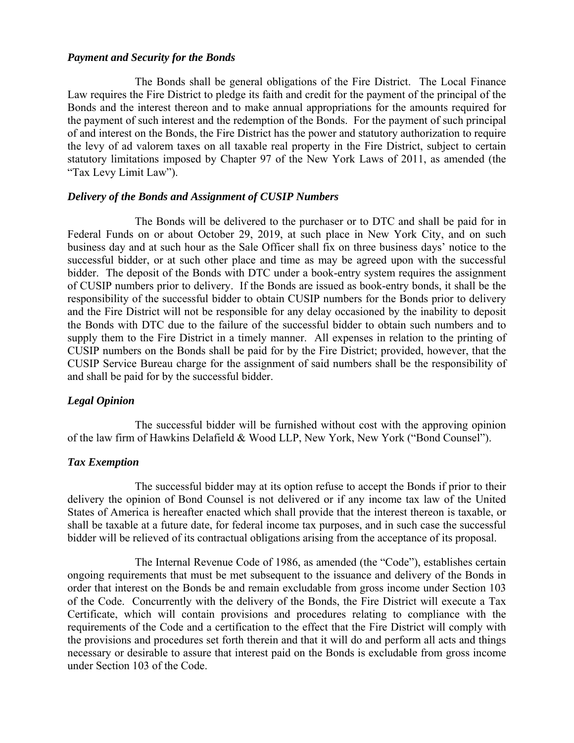***Payment and Security for the Bonds***

The Bonds shall be general obligations of the Fire District. The Local Finance Law requires the Fire District to pledge its faith and credit for the payment of the principal of the Bonds and the interest thereon and to make annual appropriations for the amounts required for the payment of such interest and the redemption of the Bonds. For the payment of such principal of and interest on the Bonds, the Fire District has the power and statutory authorization to require the levy of ad valorem taxes on all taxable real property in the Fire District, subject to certain statutory limitations imposed by Chapter 97 of the New York Laws of 2011, as amended (the "Tax Levy Limit Law").

***Delivery of the Bonds and Assignment of CUSIP Numbers***

The Bonds will be delivered to the purchaser or to DTC and shall be paid for in Federal Funds on or about October 29, 2019, at such place in New York City, and on such business day and at such hour as the Sale Officer shall fix on three business days' notice to the successful bidder, or at such other place and time as may be agreed upon with the successful bidder. The deposit of the Bonds with DTC under a book-entry system requires the assignment of CUSIP numbers prior to delivery. If the Bonds are issued as book-entry bonds, it shall be the responsibility of the successful bidder to obtain CUSIP numbers for the Bonds prior to delivery and the Fire District will not be responsible for any delay occasioned by the inability to deposit the Bonds with DTC due to the failure of the successful bidder to obtain such numbers and to supply them to the Fire District in a timely manner. All expenses in relation to the printing of CUSIP numbers on the Bonds shall be paid for by the Fire District; provided, however, that the CUSIP Service Bureau charge for the assignment of said numbers shall be the responsibility of and shall be paid for by the successful bidder.

***Legal Opinion***

The successful bidder will be furnished without cost with the approving opinion of the law firm of Hawkins Delafield & Wood LLP, New York, New York ("Bond Counsel").

***Tax Exemption***

The successful bidder may at its option refuse to accept the Bonds if prior to their delivery the opinion of Bond Counsel is not delivered or if any income tax law of the United States of America is hereafter enacted which shall provide that the interest thereon is taxable, or shall be taxable at a future date, for federal income tax purposes, and in such case the successful bidder will be relieved of its contractual obligations arising from the acceptance of its proposal.

The Internal Revenue Code of 1986, as amended (the "Code"), establishes certain ongoing requirements that must be met subsequent to the issuance and delivery of the Bonds in order that interest on the Bonds be and remain excludable from gross income under Section 103 of the Code. Concurrently with the delivery of the Bonds, the Fire District will execute a Tax Certificate, which will contain provisions and procedures relating to compliance with the requirements of the Code and a certification to the effect that the Fire District will comply with the provisions and procedures set forth therein and that it will do and perform all acts and things necessary or desirable to assure that interest paid on the Bonds is excludable from gross income under Section 103 of the Code.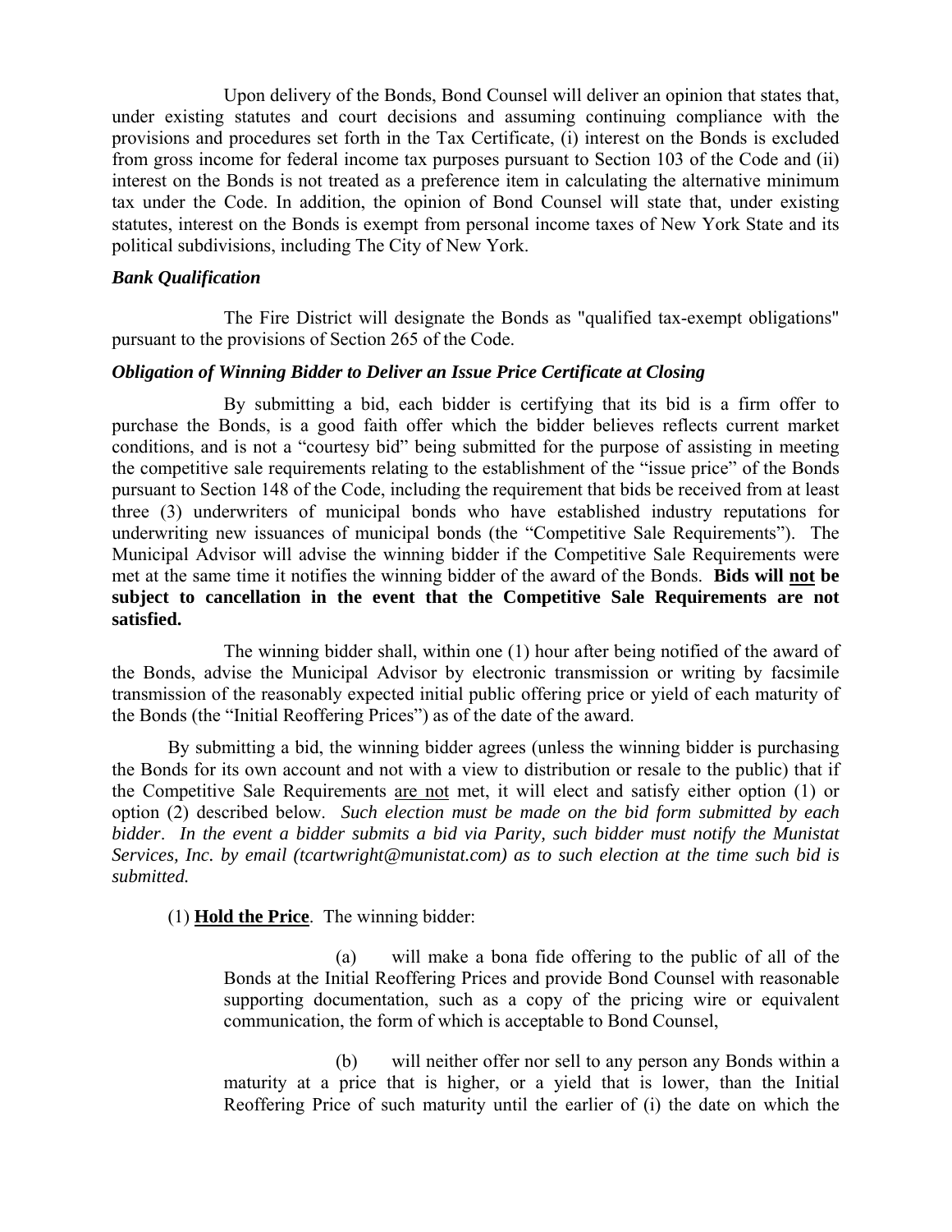Upon delivery of the Bonds, Bond Counsel will deliver an opinion that states that, under existing statutes and court decisions and assuming continuing compliance with the provisions and procedures set forth in the Tax Certificate, (i) interest on the Bonds is excluded from gross income for federal income tax purposes pursuant to Section 103 of the Code and (ii) interest on the Bonds is not treated as a preference item in calculating the alternative minimum tax under the Code. In addition, the opinion of Bond Counsel will state that, under existing statutes, interest on the Bonds is exempt from personal income taxes of New York State and its political subdivisions, including The City of New York.

***Bank Qualification***

The Fire District will designate the Bonds as "qualified tax-exempt obligations" pursuant to the provisions of Section 265 of the Code.

***Obligation of Winning Bidder to Deliver an Issue Price Certificate at Closing***

By submitting a bid, each bidder is certifying that its bid is a firm offer to purchase the Bonds, is a good faith offer which the bidder believes reflects current market conditions, and is not a "courtesy bid" being submitted for the purpose of assisting in meeting the competitive sale requirements relating to the establishment of the "issue price" of the Bonds pursuant to Section 148 of the Code, including the requirement that bids be received from at least three (3) underwriters of municipal bonds who have established industry reputations for underwriting new issuances of municipal bonds (the "Competitive Sale Requirements"). The Municipal Advisor will advise the winning bidder if the Competitive Sale Requirements were met at the same time it notifies the winning bidder of the award of the Bonds. **Bids will <u>not</u> be subject to cancellation in the event that the Competitive Sale Requirements are not satisfied.**

The winning bidder shall, within one (1) hour after being notified of the award of the Bonds, advise the Municipal Advisor by electronic transmission or writing by facsimile transmission of the reasonably expected initial public offering price or yield of each maturity of the Bonds (the "Initial Reoffering Prices") as of the date of the award.

By submitting a bid, the winning bidder agrees (unless the winning bidder is purchasing the Bonds for its own account and not with a view to distribution or resale to the public) that if the Competitive Sale Requirements <u>are not</u> met, it will elect and satisfy either option (1) or option (2) described below. *Such election must be made on the bid form submitted by each bidder. In the event a bidder submits a bid via Parity, such bidder must notify the Munistat Services, Inc. by email (tcartwright@munistat.com) as to such election at the time such bid is submitted.*

(1) **<u>Hold the Price</u>**. The winning bidder:

> (a) will make a bona fide offering to the public of all of the Bonds at the Initial Reoffering Prices and provide Bond Counsel with reasonable supporting documentation, such as a copy of the pricing wire or equivalent communication, the form of which is acceptable to Bond Counsel,
>
> (b) will neither offer nor sell to any person any Bonds within a maturity at a price that is higher, or a yield that is lower, than the Initial Reoffering Price of such maturity until the earlier of (i) the date on which the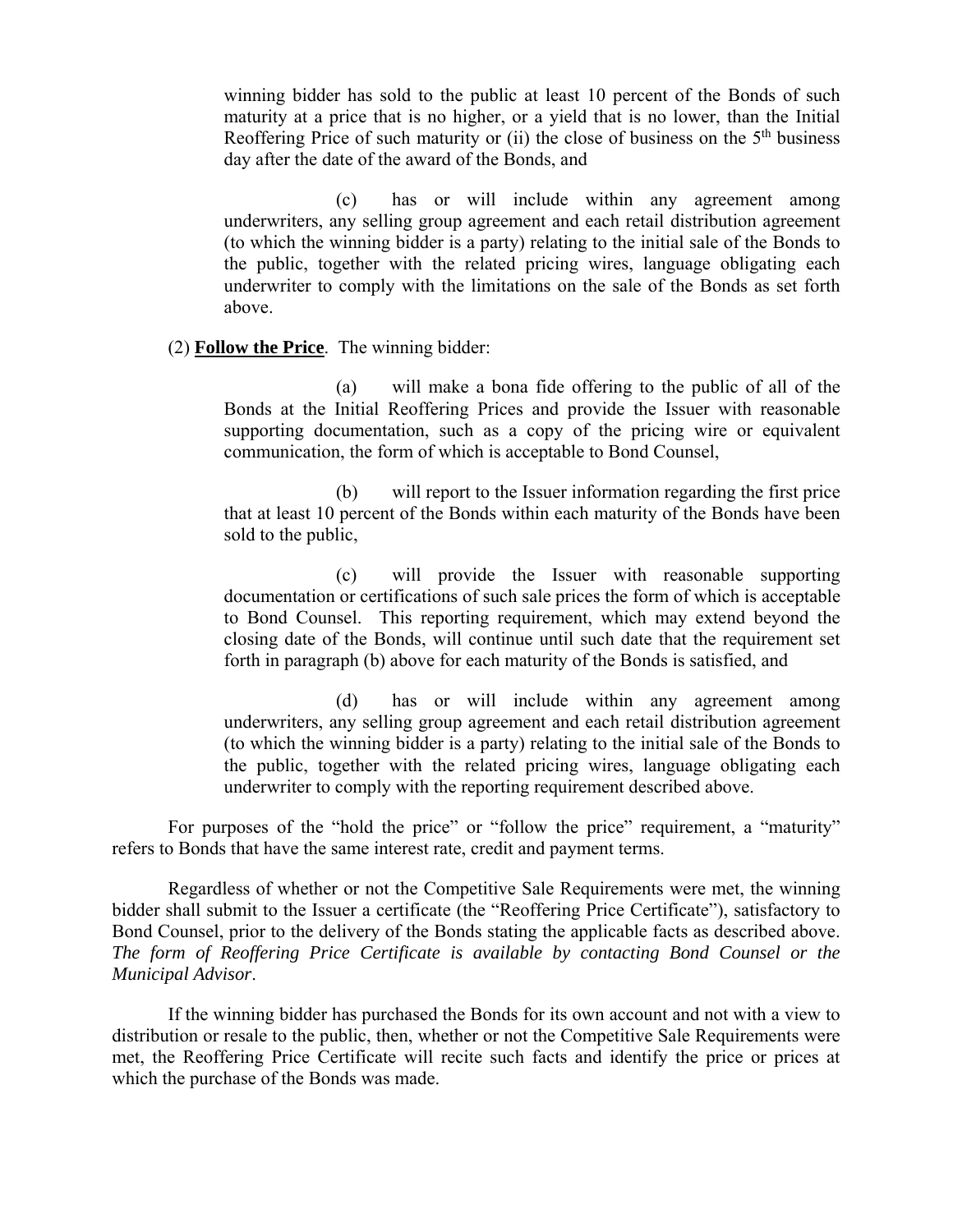winning bidder has sold to the public at least 10 percent of the Bonds of such maturity at a price that is no higher, or a yield that is no lower, than the Initial Reoffering Price of such maturity or (ii) the close of business on the 5th business day after the date of the award of the Bonds, and

(c) has or will include within any agreement among underwriters, any selling group agreement and each retail distribution agreement (to which the winning bidder is a party) relating to the initial sale of the Bonds to the public, together with the related pricing wires, language obligating each underwriter to comply with the limitations on the sale of the Bonds as set forth above.

(2) **Follow the Price**. The winning bidder:

(a) will make a bona fide offering to the public of all of the Bonds at the Initial Reoffering Prices and provide the Issuer with reasonable supporting documentation, such as a copy of the pricing wire or equivalent communication, the form of which is acceptable to Bond Counsel,

(b) will report to the Issuer information regarding the first price that at least 10 percent of the Bonds within each maturity of the Bonds have been sold to the public,

(c) will provide the Issuer with reasonable supporting documentation or certifications of such sale prices the form of which is acceptable to Bond Counsel. This reporting requirement, which may extend beyond the closing date of the Bonds, will continue until such date that the requirement set forth in paragraph (b) above for each maturity of the Bonds is satisfied, and

(d) has or will include within any agreement among underwriters, any selling group agreement and each retail distribution agreement (to which the winning bidder is a party) relating to the initial sale of the Bonds to the public, together with the related pricing wires, language obligating each underwriter to comply with the reporting requirement described above.

For purposes of the "hold the price" or "follow the price" requirement, a "maturity" refers to Bonds that have the same interest rate, credit and payment terms.

Regardless of whether or not the Competitive Sale Requirements were met, the winning bidder shall submit to the Issuer a certificate (the "Reoffering Price Certificate"), satisfactory to Bond Counsel, prior to the delivery of the Bonds stating the applicable facts as described above. *The form of Reoffering Price Certificate is available by contacting Bond Counsel or the Municipal Advisor*.

If the winning bidder has purchased the Bonds for its own account and not with a view to distribution or resale to the public, then, whether or not the Competitive Sale Requirements were met, the Reoffering Price Certificate will recite such facts and identify the price or prices at which the purchase of the Bonds was made.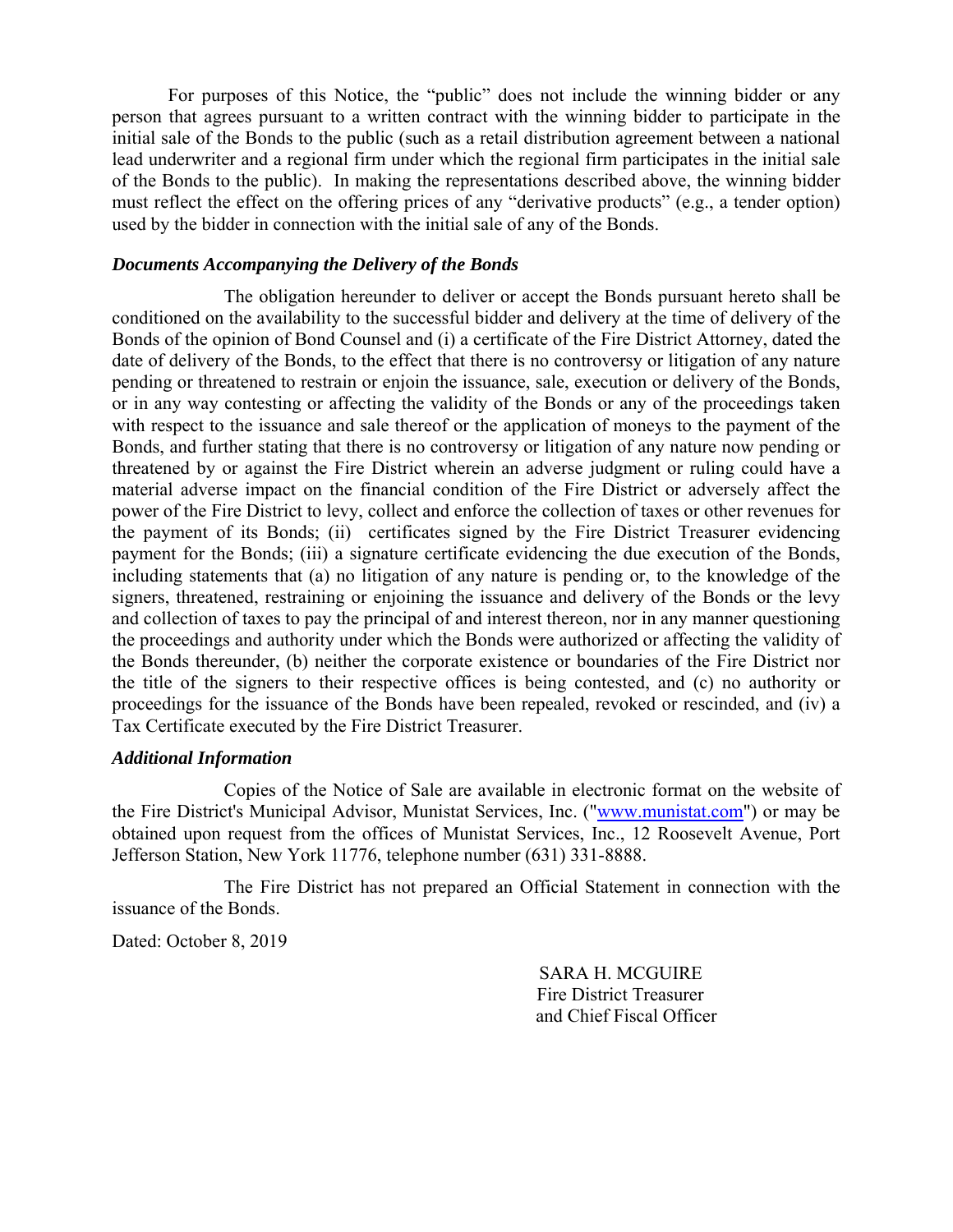For purposes of this Notice, the "public" does not include the winning bidder or any person that agrees pursuant to a written contract with the winning bidder to participate in the initial sale of the Bonds to the public (such as a retail distribution agreement between a national lead underwriter and a regional firm under which the regional firm participates in the initial sale of the Bonds to the public). In making the representations described above, the winning bidder must reflect the effect on the offering prices of any "derivative products" (e.g., a tender option) used by the bidder in connection with the initial sale of any of the Bonds.

***Documents Accompanying the Delivery of the Bonds***

The obligation hereunder to deliver or accept the Bonds pursuant hereto shall be conditioned on the availability to the successful bidder and delivery at the time of delivery of the Bonds of the opinion of Bond Counsel and (i) a certificate of the Fire District Attorney, dated the date of delivery of the Bonds, to the effect that there is no controversy or litigation of any nature pending or threatened to restrain or enjoin the issuance, sale, execution or delivery of the Bonds, or in any way contesting or affecting the validity of the Bonds or any of the proceedings taken with respect to the issuance and sale thereof or the application of moneys to the payment of the Bonds, and further stating that there is no controversy or litigation of any nature now pending or threatened by or against the Fire District wherein an adverse judgment or ruling could have a material adverse impact on the financial condition of the Fire District or adversely affect the power of the Fire District to levy, collect and enforce the collection of taxes or other revenues for the payment of its Bonds; (ii) certificates signed by the Fire District Treasurer evidencing payment for the Bonds; (iii) a signature certificate evidencing the due execution of the Bonds, including statements that (a) no litigation of any nature is pending or, to the knowledge of the signers, threatened, restraining or enjoining the issuance and delivery of the Bonds or the levy and collection of taxes to pay the principal of and interest thereon, nor in any manner questioning the proceedings and authority under which the Bonds were authorized or affecting the validity of the Bonds thereunder, (b) neither the corporate existence or boundaries of the Fire District nor the title of the signers to their respective offices is being contested, and (c) no authority or proceedings for the issuance of the Bonds have been repealed, revoked or rescinded, and (iv) a Tax Certificate executed by the Fire District Treasurer.

***Additional Information***

Copies of the Notice of Sale are available in electronic format on the website of the Fire District's Municipal Advisor, Munistat Services, Inc. ("[www.munistat.com](http://www.munistat.com)") or may be obtained upon request from the offices of Munistat Services, Inc., 12 Roosevelt Avenue, Port Jefferson Station, New York 11776, telephone number (631) 331-8888.

The Fire District has not prepared an Official Statement in connection with the issuance of the Bonds.

Dated: October 8, 2019

SARA H. MCGUIRE
Fire District Treasurer
and Chief Fiscal Officer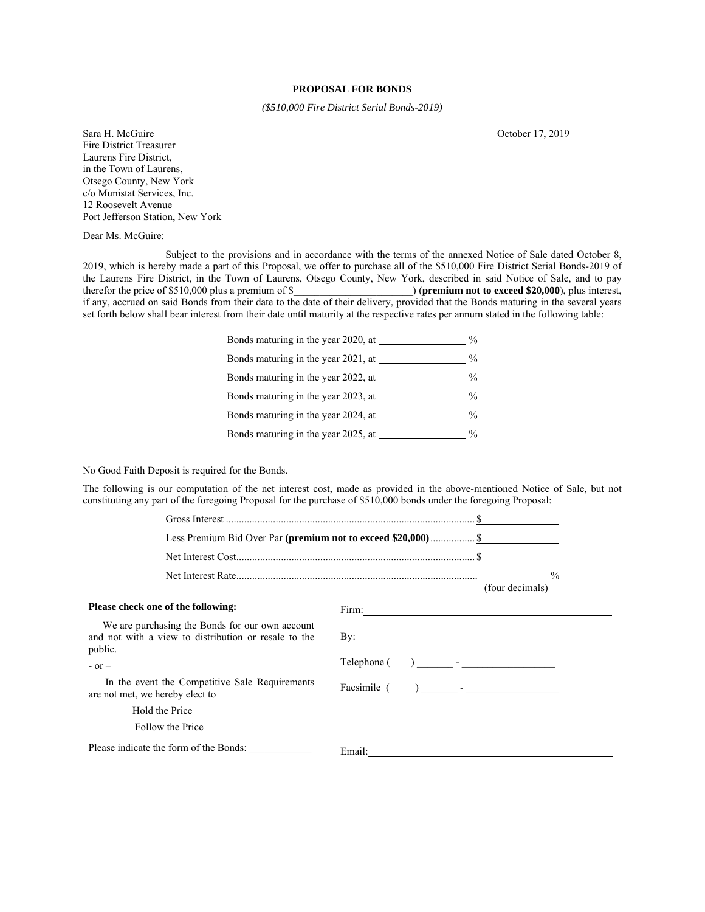**PROPOSAL FOR BONDS**

*($510,000 Fire District Serial Bonds-2019)*

October 17, 2019

Sara H. McGuire
Fire District Treasurer
Laurens Fire District,
in the Town of Laurens,
Otsego County, New York
c/o Munistat Services, Inc.
12 Roosevelt Avenue
Port Jefferson Station, New York

Dear Ms. McGuire:

Subject to the provisions and in accordance with the terms of the annexed Notice of Sale dated October 8, 2019, which is hereby made a part of this Proposal, we offer to purchase all of the $510,000 Fire District Serial Bonds-2019 of the Laurens Fire District, in the Town of Laurens, Otsego County, New York, described in said Notice of Sale, and to pay therefor the price of $510,000 plus a premium of $______________________) (**premium not to exceed $20,000**), plus interest, if any, accrued on said Bonds from their date to the date of their delivery, provided that the Bonds maturing in the several years set forth below shall bear interest from their date until maturity at the respective rates per annum stated in the following table:

Bonds maturing in the year 2020, at ________________ %

Bonds maturing in the year 2021, at ________________ %

Bonds maturing in the year 2022, at ________________ %

Bonds maturing in the year 2023, at ________________ %

Bonds maturing in the year 2024, at ________________ %

Bonds maturing in the year 2025, at ________________ %

No Good Faith Deposit is required for the Bonds.

The following is our computation of the net interest cost, made as provided in the above-mentioned Notice of Sale, but not constituting any part of the foregoing Proposal for the purchase of $510,000 bonds under the foregoing Proposal:

Gross Interest ............................................................................................. $______________

Less Premium Bid Over Par **(premium not to exceed $20,000)** ................ $______________

Net Interest Cost.......................................................................................... $______________

Net Interest Rate........................................................................................... ______________%
(four decimals)

**Please check one of the following:**

We are purchasing the Bonds for our own account and not with a view to distribution or resale to the public.

- or –

In the event the Competitive Sale Requirements are not met, we hereby elect to

Hold the Price

Follow the Price

Please indicate the form of the Bonds: ____________

Firm: ________________________________________

By: __________________________________________

Telephone ( ) _______ - _________________

Facsimile ( ) _______ - _________________

Email: ________________________________________